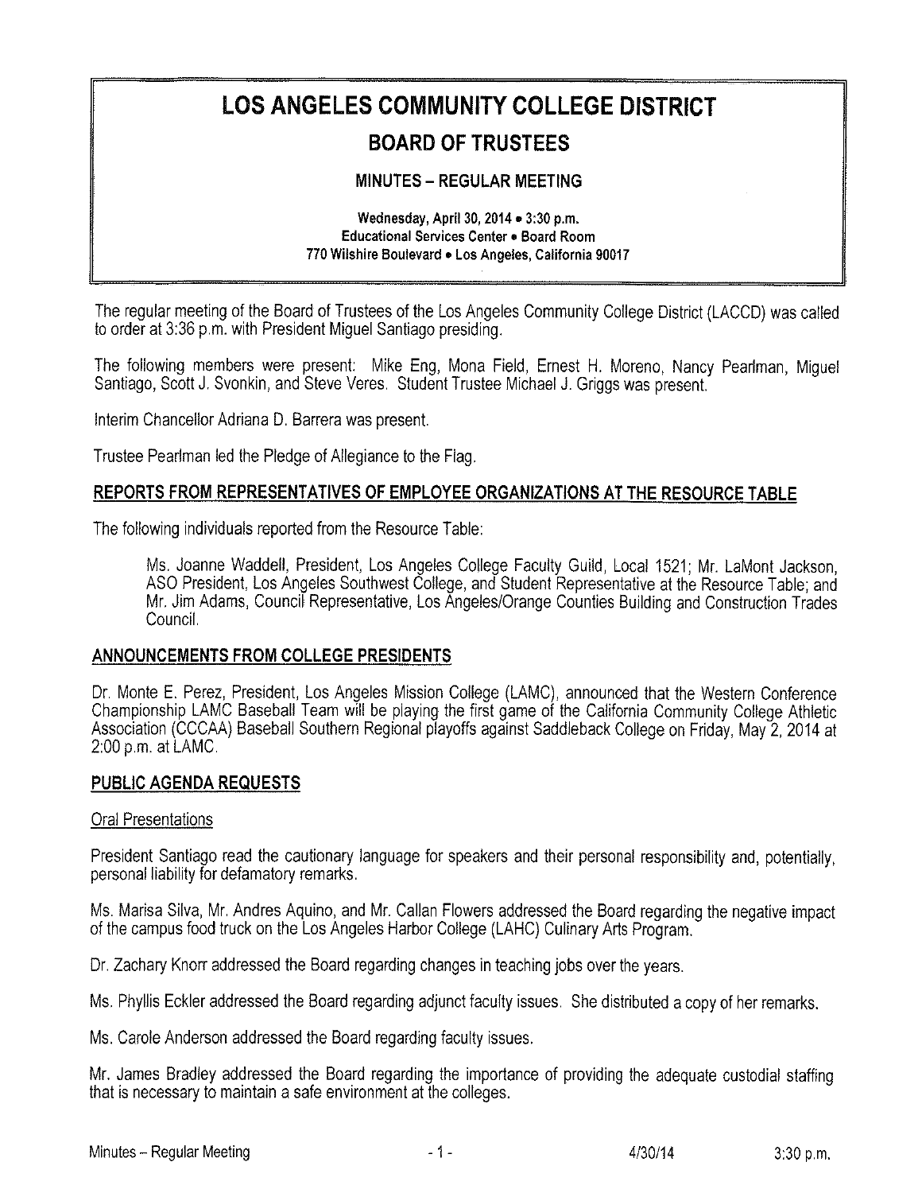# LOS ANGELES COMMUNITY COLLEGE DISTRICT

## BOARD OF TRUSTEES

### MINUTES – REGULAR MEETING

**Wednesday, April 30, 2014 • 3:30 p.m.**
**Educational Services Center • Board Room**
**770 Wilshire Boulevard • Los Angeles, California 90017**

The regular meeting of the Board of Trustees of the Los Angeles Community College District (LACCD) was called to order at 3:36 p.m. with President Miguel Santiago presiding.

The following members were present: Mike Eng, Mona Field, Ernest H. Moreno, Nancy Pearlman, Miguel Santiago, Scott J. Svonkin, and Steve Veres. Student Trustee Michael J. Griggs was present.

Interim Chancellor Adriana D. Barrera was present.

Trustee Pearlman led the Pledge of Allegiance to the Flag.

## REPORTS FROM REPRESENTATIVES OF EMPLOYEE ORGANIZATIONS AT THE RESOURCE TABLE

The following individuals reported from the Resource Table:

> Ms. Joanne Waddell, President, Los Angeles College Faculty Guild, Local 1521; Mr. LaMont Jackson, ASO President, Los Angeles Southwest College, and Student Representative at the Resource Table; and Mr. Jim Adams, Council Representative, Los Angeles/Orange Counties Building and Construction Trades Council.

## ANNOUNCEMENTS FROM COLLEGE PRESIDENTS

Dr. Monte E. Perez, President, Los Angeles Mission College (LAMC), announced that the Western Conference Championship LAMC Baseball Team will be playing the first game of the California Community College Athletic Association (CCCAA) Baseball Southern Regional playoffs against Saddleback College on Friday, May 2, 2014 at 2:00 p.m. at LAMC.

## PUBLIC AGENDA REQUESTS

Oral Presentations

President Santiago read the cautionary language for speakers and their personal responsibility and, potentially, personal liability for defamatory remarks.

Ms. Marisa Silva, Mr. Andres Aquino, and Mr. Callan Flowers addressed the Board regarding the negative impact of the campus food truck on the Los Angeles Harbor College (LAHC) Culinary Arts Program.

Dr. Zachary Knorr addressed the Board regarding changes in teaching jobs over the years.

Ms. Phyllis Eckler addressed the Board regarding adjunct faculty issues. She distributed a copy of her remarks.

Ms. Carole Anderson addressed the Board regarding faculty issues.

Mr. James Bradley addressed the Board regarding the importance of providing the adequate custodial staffing that is necessary to maintain a safe environment at the colleges.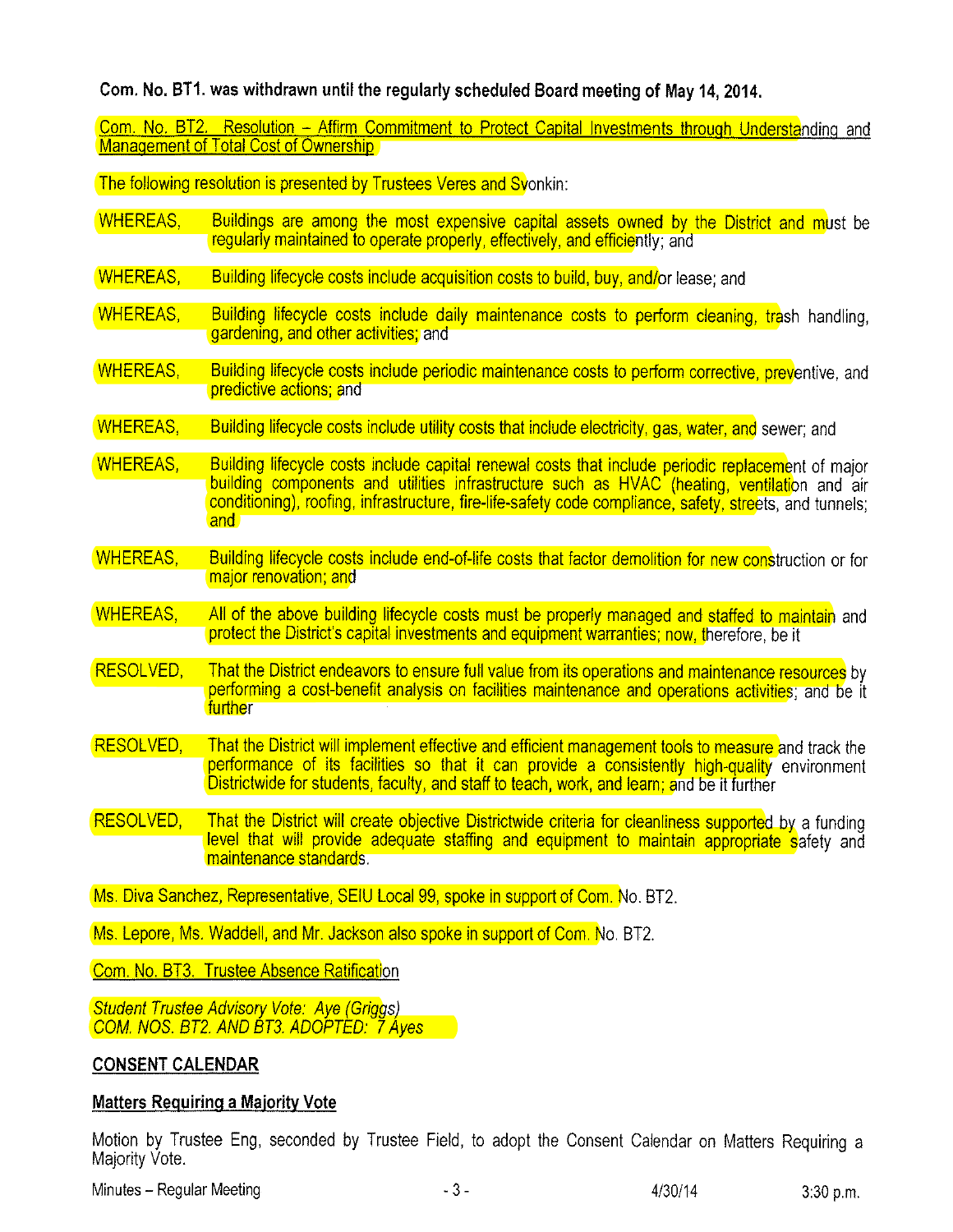**Com. No. BT1. was withdrawn until the regularly scheduled Board meeting of May 14, 2014.**

Com. No. BT2. Resolution – Affirm Commitment to Protect Capital Investments through Understanding and Management of Total Cost of Ownership

The following resolution is presented by Trustees Veres and Svonkin:

WHEREAS, Buildings are among the most expensive capital assets owned by the District and must be regularly maintained to operate properly, effectively, and efficiently; and

WHEREAS, Building lifecycle costs include acquisition costs to build, buy, and/or lease; and

WHEREAS, Building lifecycle costs include daily maintenance costs to perform cleaning, trash handling, gardening, and other activities; and

WHEREAS, Building lifecycle costs include periodic maintenance costs to perform corrective, preventive, and predictive actions; and

WHEREAS, Building lifecycle costs include utility costs that include electricity, gas, water, and sewer; and

WHEREAS, Building lifecycle costs include capital renewal costs that include periodic replacement of major building components and utilities infrastructure such as HVAC (heating, ventilation and air conditioning), roofing, infrastructure, fire-life-safety code compliance, safety, streets, and tunnels; and

WHEREAS, Building lifecycle costs include end-of-life costs that factor demolition for new construction or for major renovation; and

WHEREAS, All of the above building lifecycle costs must be properly managed and staffed to maintain and protect the District's capital investments and equipment warranties; now, therefore, be it

RESOLVED, That the District endeavors to ensure full value from its operations and maintenance resources by performing a cost-benefit analysis on facilities maintenance and operations activities; and be it further

RESOLVED, That the District will implement effective and efficient management tools to measure and track the performance of its facilities so that it can provide a consistently high-quality environment Districtwide for students, faculty, and staff to teach, work, and learn; and be it further

RESOLVED, That the District will create objective Districtwide criteria for cleanliness supported by a funding level that will provide adequate staffing and equipment to maintain appropriate safety and maintenance standards.

Ms. Diva Sanchez, Representative, SEIU Local 99, spoke in support of Com. No. BT2.

Ms. Lepore, Ms. Waddell, and Mr. Jackson also spoke in support of Com. No. BT2.

Com. No. BT3. Trustee Absence Ratification

*Student Trustee Advisory Vote: Aye (Griggs)*
*COM. NOS. BT2. AND BT3. ADOPTED: 7 Ayes*

## CONSENT CALENDAR

### Matters Requiring a Majority Vote

Motion by Trustee Eng, seconded by Trustee Field, to adopt the Consent Calendar on Matters Requiring a Majority Vote.